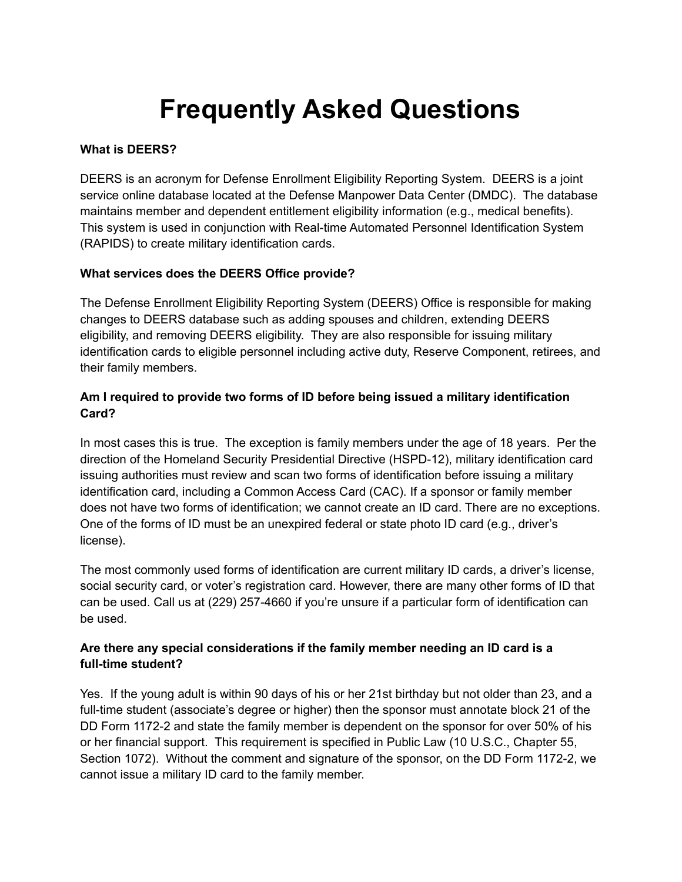# Frequently Asked Questions

**What is DEERS?**

DEERS is an acronym for Defense Enrollment Eligibility Reporting System. DEERS is a joint service online database located at the Defense Manpower Data Center (DMDC). The database maintains member and dependent entitlement eligibility information (e.g., medical benefits). This system is used in conjunction with Real-time Automated Personnel Identification System (RAPIDS) to create military identification cards.

**What services does the DEERS Office provide?**

The Defense Enrollment Eligibility Reporting System (DEERS) Office is responsible for making changes to DEERS database such as adding spouses and children, extending DEERS eligibility, and removing DEERS eligibility. They are also responsible for issuing military identification cards to eligible personnel including active duty, Reserve Component, retirees, and their family members.

**Am I required to provide two forms of ID before being issued a military identification Card?**

In most cases this is true. The exception is family members under the age of 18 years. Per the direction of the Homeland Security Presidential Directive (HSPD-12), military identification card issuing authorities must review and scan two forms of identification before issuing a military identification card, including a Common Access Card (CAC). If a sponsor or family member does not have two forms of identification; we cannot create an ID card. There are no exceptions. One of the forms of ID must be an unexpired federal or state photo ID card (e.g., driver's license).

The most commonly used forms of identification are current military ID cards, a driver's license, social security card, or voter's registration card. However, there are many other forms of ID that can be used. Call us at (229) 257-4660 if you're unsure if a particular form of identification can be used.

**Are there any special considerations if the family member needing an ID card is a full-time student?**

Yes. If the young adult is within 90 days of his or her 21st birthday but not older than 23, and a full-time student (associate's degree or higher) then the sponsor must annotate block 21 of the DD Form 1172-2 and state the family member is dependent on the sponsor for over 50% of his or her financial support. This requirement is specified in Public Law (10 U.S.C., Chapter 55, Section 1072). Without the comment and signature of the sponsor, on the DD Form 1172-2, we cannot issue a military ID card to the family member.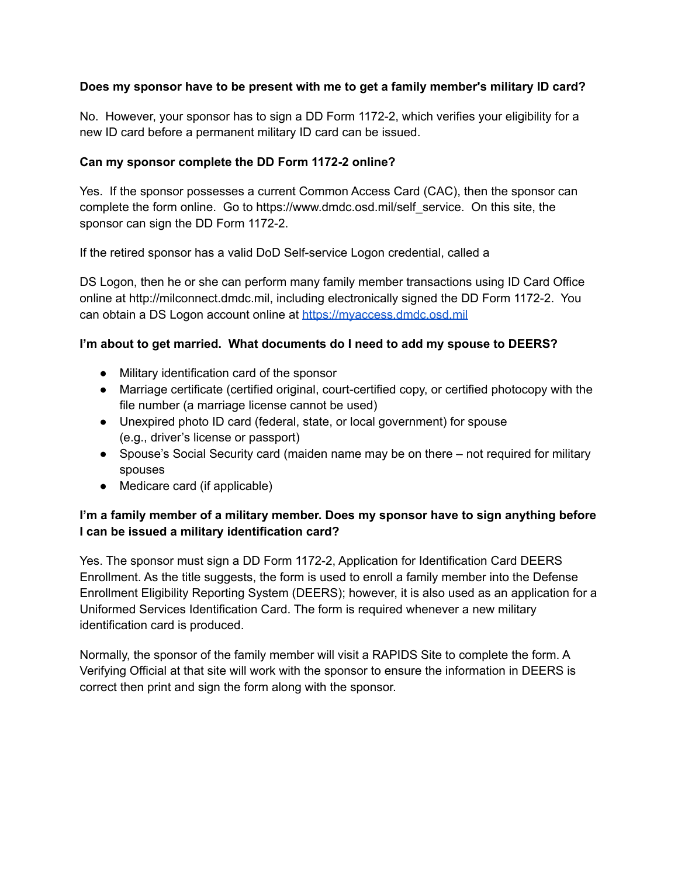**Does my sponsor have to be present with me to get a family member's military ID card?**

No. However, your sponsor has to sign a DD Form 1172-2, which verifies your eligibility for a new ID card before a permanent military ID card can be issued.

**Can my sponsor complete the DD Form 1172-2 online?**

Yes. If the sponsor possesses a current Common Access Card (CAC), then the sponsor can complete the form online. Go to https://www.dmdc.osd.mil/self_service. On this site, the sponsor can sign the DD Form 1172-2.

If the retired sponsor has a valid DoD Self-service Logon credential, called a

DS Logon, then he or she can perform many family member transactions using ID Card Office online at http://milconnect.dmdc.mil, including electronically signed the DD Form 1172-2. You can obtain a DS Logon account online at [https://myaccess.dmdc.osd.mil](https://myaccess.dmdc.osd.mil)

**I'm about to get married. What documents do I need to add my spouse to DEERS?**

- Military identification card of the sponsor
- Marriage certificate (certified original, court-certified copy, or certified photocopy with the file number (a marriage license cannot be used)
- Unexpired photo ID card (federal, state, or local government) for spouse (e.g., driver's license or passport)
- Spouse's Social Security card (maiden name may be on there – not required for military spouses
- Medicare card (if applicable)

**I'm a family member of a military member. Does my sponsor have to sign anything before I can be issued a military identification card?**

Yes. The sponsor must sign a DD Form 1172-2, Application for Identification Card DEERS Enrollment. As the title suggests, the form is used to enroll a family member into the Defense Enrollment Eligibility Reporting System (DEERS); however, it is also used as an application for a Uniformed Services Identification Card. The form is required whenever a new military identification card is produced.

Normally, the sponsor of the family member will visit a RAPIDS Site to complete the form. A Verifying Official at that site will work with the sponsor to ensure the information in DEERS is correct then print and sign the form along with the sponsor.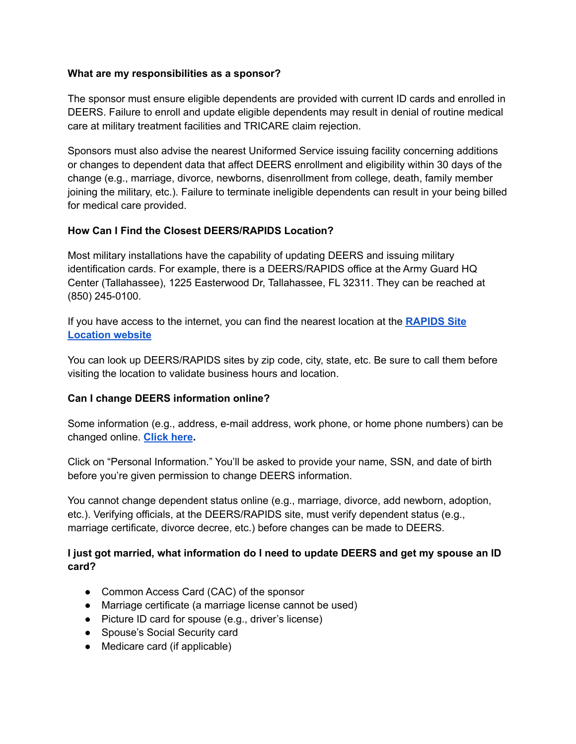**What are my responsibilities as a sponsor?**

The sponsor must ensure eligible dependents are provided with current ID cards and enrolled in DEERS. Failure to enroll and update eligible dependents may result in denial of routine medical care at military treatment facilities and TRICARE claim rejection.

Sponsors must also advise the nearest Uniformed Service issuing facility concerning additions or changes to dependent data that affect DEERS enrollment and eligibility within 30 days of the change (e.g., marriage, divorce, newborns, disenrollment from college, death, family member joining the military, etc.). Failure to terminate ineligible dependents can result in your being billed for medical care provided.

**How Can I Find the Closest DEERS/RAPIDS Location?**

Most military installations have the capability of updating DEERS and issuing military identification cards. For example, there is a DEERS/RAPIDS office at the Army Guard HQ Center (Tallahassee), 1225 Easterwood Dr, Tallahassee, FL 32311. They can be reached at (850) 245-0100.

If you have access to the internet, you can find the nearest location at the **RAPIDS Site Location website**

You can look up DEERS/RAPIDS sites by zip code, city, state, etc. Be sure to call them before visiting the location to validate business hours and location.

**Can I change DEERS information online?**

Some information (e.g., address, e-mail address, work phone, or home phone numbers) can be changed online. **Click here.**

Click on "Personal Information." You'll be asked to provide your name, SSN, and date of birth before you're given permission to change DEERS information.

You cannot change dependent status online (e.g., marriage, divorce, add newborn, adoption, etc.). Verifying officials, at the DEERS/RAPIDS site, must verify dependent status (e.g., marriage certificate, divorce decree, etc.) before changes can be made to DEERS.

**I just got married, what information do I need to update DEERS and get my spouse an ID card?**

- Common Access Card (CAC) of the sponsor
- Marriage certificate (a marriage license cannot be used)
- Picture ID card for spouse (e.g., driver's license)
- Spouse's Social Security card
- Medicare card (if applicable)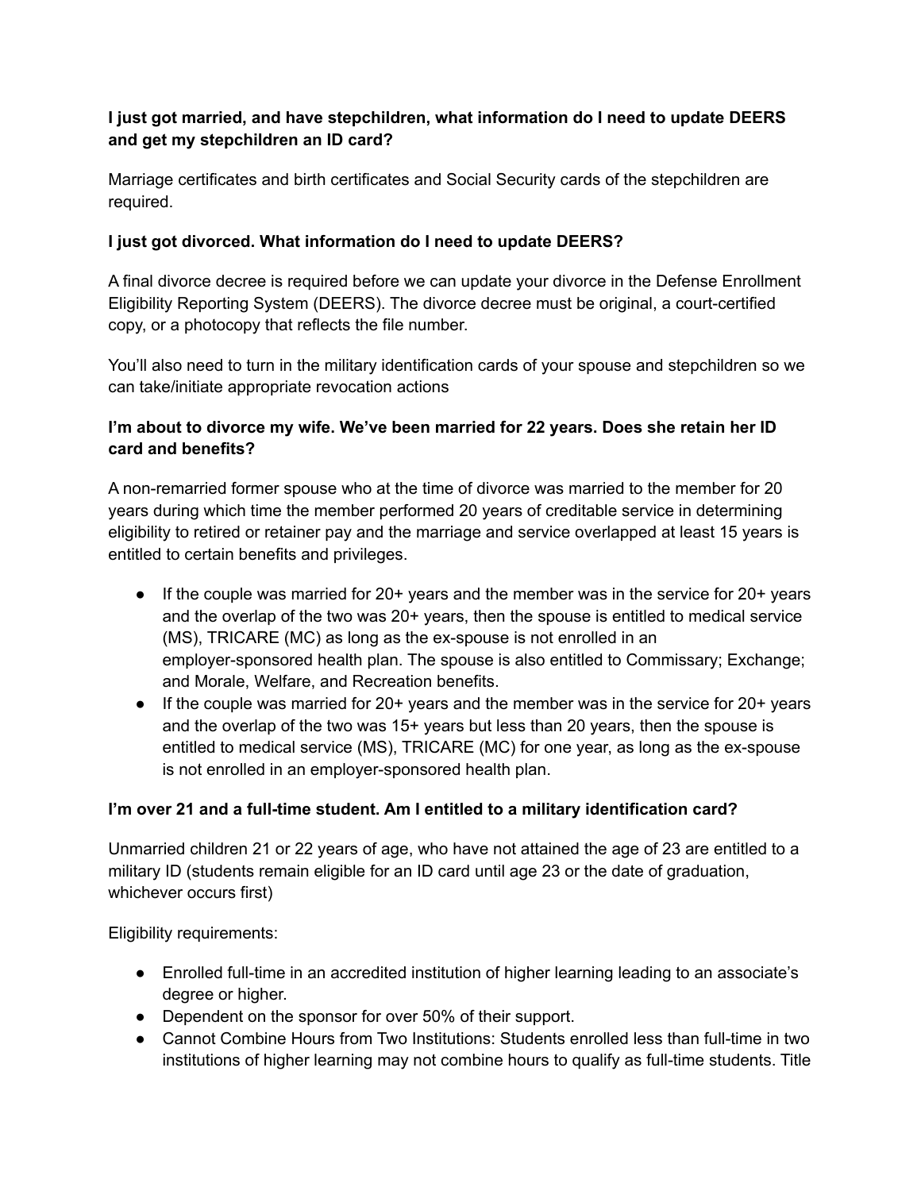**I just got married, and have stepchildren, what information do I need to update DEERS and get my stepchildren an ID card?**

Marriage certificates and birth certificates and Social Security cards of the stepchildren are required.

**I just got divorced. What information do I need to update DEERS?**

A final divorce decree is required before we can update your divorce in the Defense Enrollment Eligibility Reporting System (DEERS). The divorce decree must be original, a court-certified copy, or a photocopy that reflects the file number.

You'll also need to turn in the military identification cards of your spouse and stepchildren so we can take/initiate appropriate revocation actions

**I'm about to divorce my wife. We've been married for 22 years. Does she retain her ID card and benefits?**

A non-remarried former spouse who at the time of divorce was married to the member for 20 years during which time the member performed 20 years of creditable service in determining eligibility to retired or retainer pay and the marriage and service overlapped at least 15 years is entitled to certain benefits and privileges.

- If the couple was married for 20+ years and the member was in the service for 20+ years and the overlap of the two was 20+ years, then the spouse is entitled to medical service (MS), TRICARE (MC) as long as the ex-spouse is not enrolled in an employer-sponsored health plan. The spouse is also entitled to Commissary; Exchange; and Morale, Welfare, and Recreation benefits.
- If the couple was married for 20+ years and the member was in the service for 20+ years and the overlap of the two was 15+ years but less than 20 years, then the spouse is entitled to medical service (MS), TRICARE (MC) for one year, as long as the ex-spouse is not enrolled in an employer-sponsored health plan.

**I'm over 21 and a full-time student. Am I entitled to a military identification card?**

Unmarried children 21 or 22 years of age, who have not attained the age of 23 are entitled to a military ID (students remain eligible for an ID card until age 23 or the date of graduation, whichever occurs first)

Eligibility requirements:

- Enrolled full-time in an accredited institution of higher learning leading to an associate's degree or higher.
- Dependent on the sponsor for over 50% of their support.
- Cannot Combine Hours from Two Institutions: Students enrolled less than full-time in two institutions of higher learning may not combine hours to qualify as full-time students. Title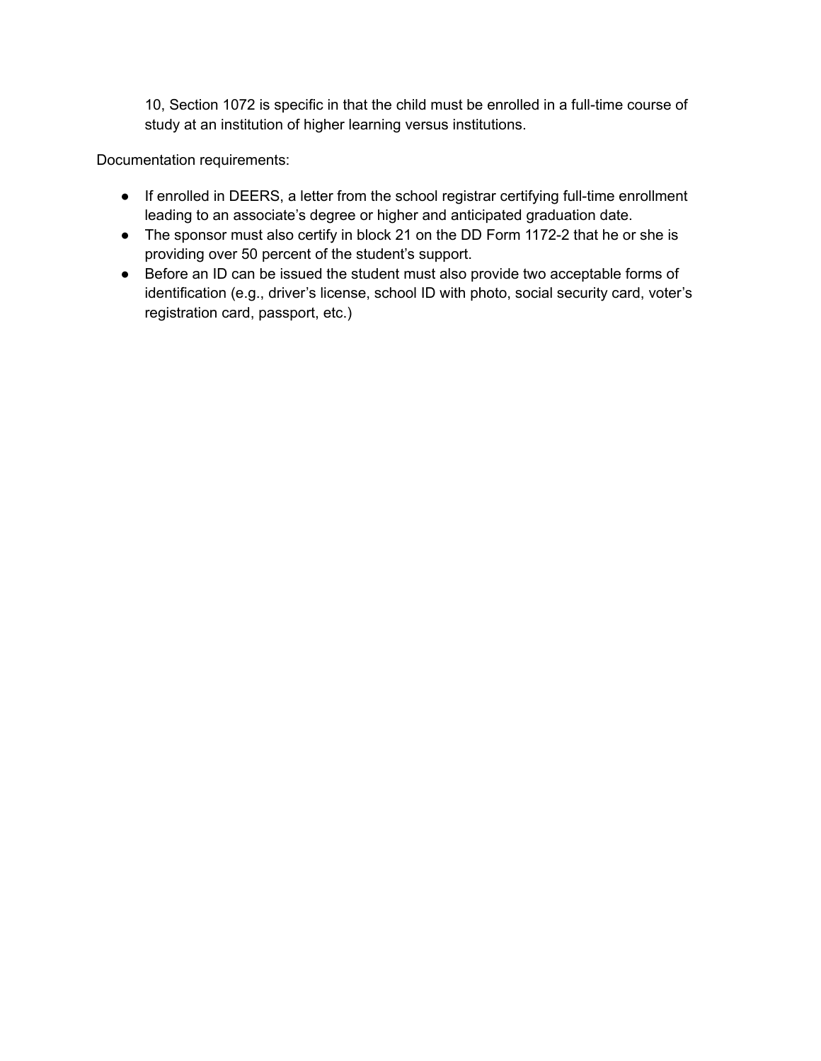10, Section 1072 is specific in that the child must be enrolled in a full-time course of study at an institution of higher learning versus institutions.

Documentation requirements:

- If enrolled in DEERS, a letter from the school registrar certifying full-time enrollment leading to an associate's degree or higher and anticipated graduation date.
- The sponsor must also certify in block 21 on the DD Form 1172-2 that he or she is providing over 50 percent of the student's support.
- Before an ID can be issued the student must also provide two acceptable forms of identification (e.g., driver's license, school ID with photo, social security card, voter's registration card, passport, etc.)